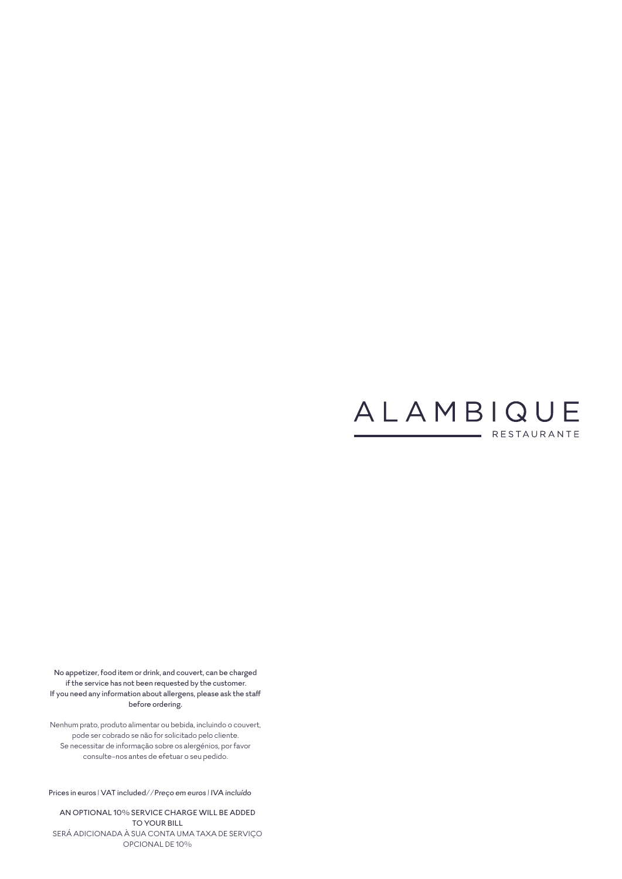# ALAMBIQUE

RESTAURANTE

No appetizer, food item or drink, and couvert, can be charged if the service has not been requested by the customer.
If you need any information about allergens, please ask the staff before ordering.

Nenhum prato, produto alimentar ou bebida, incluindo o couvert, pode ser cobrado se não for solicitado pelo cliente.
Se necessitar de informação sobre os alergénios, por favor consulte-nos antes de efetuar o seu pedido.

Prices in euros | VAT included// *Preço em euros | IVA incluído*

AN OPTIONAL 10% SERVICE CHARGE WILL BE ADDED TO YOUR BILL
SERÁ ADICIONADA À SUA CONTA UMA TAXA DE SERVIÇO OPCIONAL DE 10%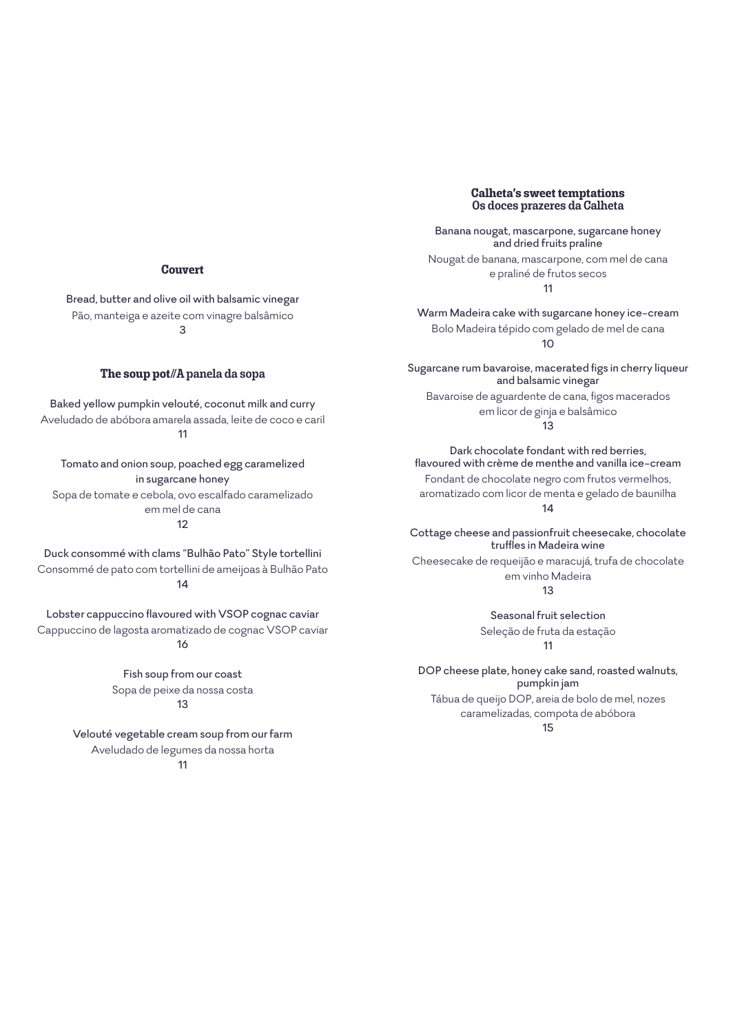## Couvert

Bread, butter and olive oil with balsamic vinegar
Pão, manteiga e azeite com vinagre balsâmico
3

## The soup pot//A panela da sopa

Baked yellow pumpkin velouté, coconut milk and curry
Aveludado de abóbora amarela assada, leite de coco e caril
11

Tomato and onion soup, poached egg caramelized in sugarcane honey
Sopa de tomate e cebola, ovo escalfado caramelizado em mel de cana
12

Duck consommé with clams "Bulhão Pato" Style tortellini
Consommé de pato com tortellini de ameijoas à Bulhão Pato
14

Lobster cappuccino flavoured with VSOP cognac caviar
Cappuccino de lagosta aromatizado de cognac VSOP caviar
16

Fish soup from our coast
Sopa de peixe da nossa costa
13

Velouté vegetable cream soup from our farm
Aveludado de legumes da nossa horta
11

## Calheta's sweet temptations
## Os doces prazeres da Calheta

Banana nougat, mascarpone, sugarcane honey and dried fruits praline
Nougat de banana, mascarpone, com mel de cana e praliné de frutos secos
11

Warm Madeira cake with sugarcane honey ice-cream
Bolo Madeira tépido com gelado de mel de cana
10

Sugarcane rum bavaroise, macerated figs in cherry liqueur and balsamic vinegar
Bavaroise de aguardente de cana, figos macerados em licor de ginja e balsâmico
13

Dark chocolate fondant with red berries, flavoured with crème de menthe and vanilla ice-cream
Fondant de chocolate negro com frutos vermelhos, aromatizado com licor de menta e gelado de baunilha
14

Cottage cheese and passionfruit cheesecake, chocolate truffles in Madeira wine
Cheesecake de requeijão e maracujá, trufa de chocolate em vinho Madeira
13

Seasonal fruit selection
Seleção de fruta da estação
11

DOP cheese plate, honey cake sand, roasted walnuts, pumpkin jam
Tábua de queijo DOP, areia de bolo de mel, nozes caramelizadas, compota de abóbora
15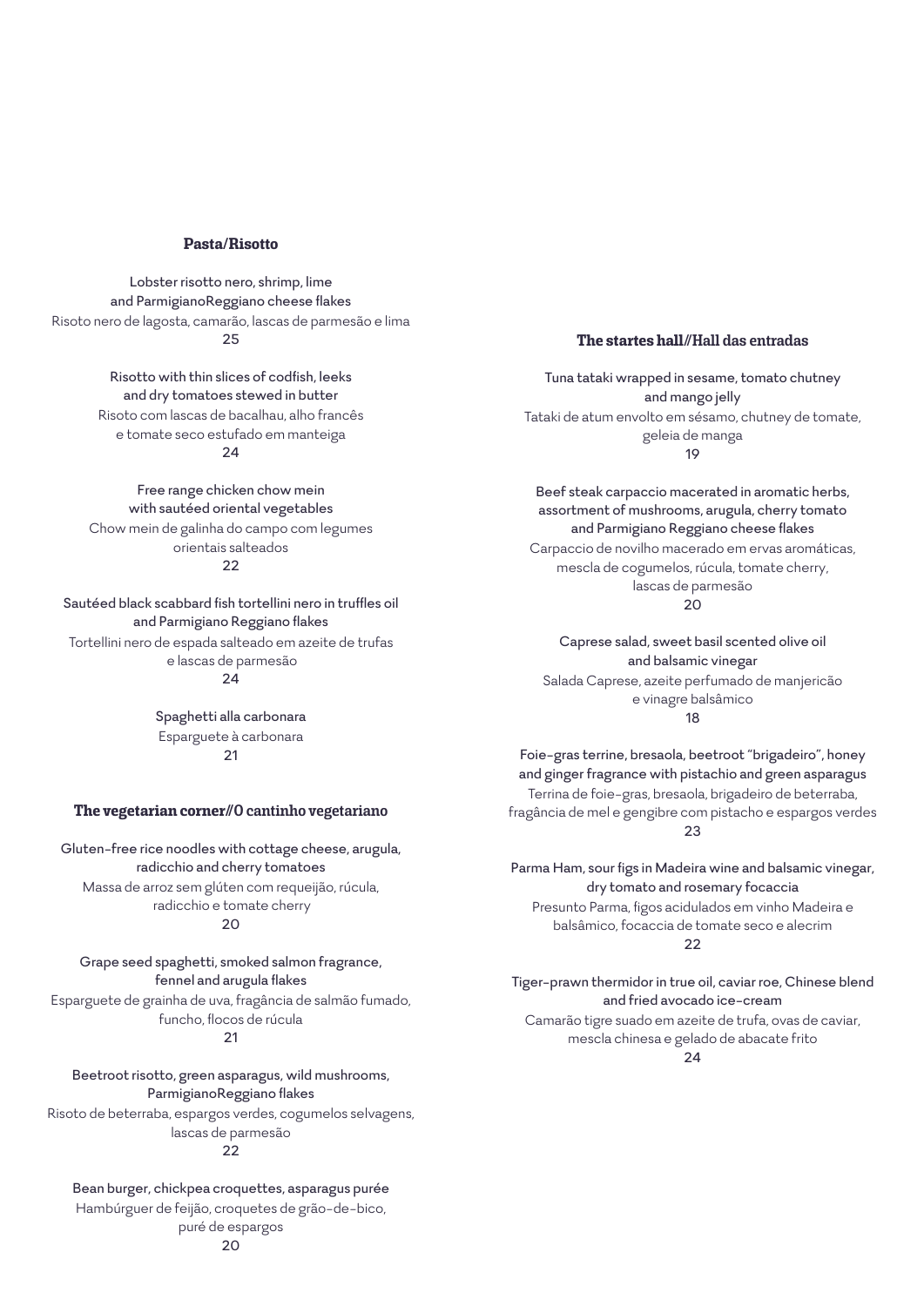## Pasta/Risotto

Lobster risotto nero, shrimp, lime
and ParmigianoReggiano cheese flakes
Risoto nero de lagosta, camarão, lascas de parmesão e lima
25

Risotto with thin slices of codfish, leeks
and dry tomatoes stewed in butter
Risoto com lascas de bacalhau, alho francês
e tomate seco estufado em manteiga
24

Free range chicken chow mein
with sautéed oriental vegetables
Chow mein de galinha do campo com legumes
orientais salteados
22

Sautéed black scabbard fish tortellini nero in truffles oil
and Parmigiano Reggiano flakes
Tortellini nero de espada salteado em azeite de trufas
e lascas de parmesão
24

Spaghetti alla carbonara
Esparguete à carbonara
21

## The vegetarian corner//O cantinho vegetariano

Gluten-free rice noodles with cottage cheese, arugula,
radicchio and cherry tomatoes
Massa de arroz sem glúten com requeijão, rúcula,
radicchio e tomate cherry
20

Grape seed spaghetti, smoked salmon fragrance,
fennel and arugula flakes
Esparguete de grainha de uva, fragância de salmão fumado,
funcho, flocos de rúcula
21

Beetroot risotto, green asparagus, wild mushrooms,
ParmigianoReggiano flakes
Risoto de beterraba, espargos verdes, cogumelos selvagens,
lascas de parmesão
22

Bean burger, chickpea croquettes, asparagus purée
Hambúrguer de feijão, croquetes de grão-de-bico,
puré de espargos
20

## The startes hall//Hall das entradas

Tuna tataki wrapped in sesame, tomato chutney
and mango jelly
Tataki de atum envolto em sésamo, chutney de tomate,
geleia de manga
19

Beef steak carpaccio macerated in aromatic herbs,
assortment of mushrooms, arugula, cherry tomato
and Parmigiano Reggiano cheese flakes
Carpaccio de novilho macerado em ervas aromáticas,
mescla de cogumelos, rúcula, tomate cherry,
lascas de parmesão
20

Caprese salad, sweet basil scented olive oil
and balsamic vinegar
Salada Caprese, azeite perfumado de manjericão
e vinagre balsâmico
18

Foie-gras terrine, bresaola, beetroot "brigadeiro", honey
and ginger fragrance with pistachio and green asparagus
Terrina de foie-gras, bresaola, brigadeiro de beterraba,
fragância de mel e gengibre com pistacho e espargos verdes
23

Parma Ham, sour figs in Madeira wine and balsamic vinegar,
dry tomato and rosemary focaccia
Presunto Parma, figos acidulados em vinho Madeira e
balsâmico, focaccia de tomate seco e alecrim
22

Tiger-prawn thermidor in true oil, caviar roe, Chinese blend
and fried avocado ice-cream
Camarão tigre suado em azeite de trufa, ovas de caviar,
mescla chinesa e gelado de abacate frito
24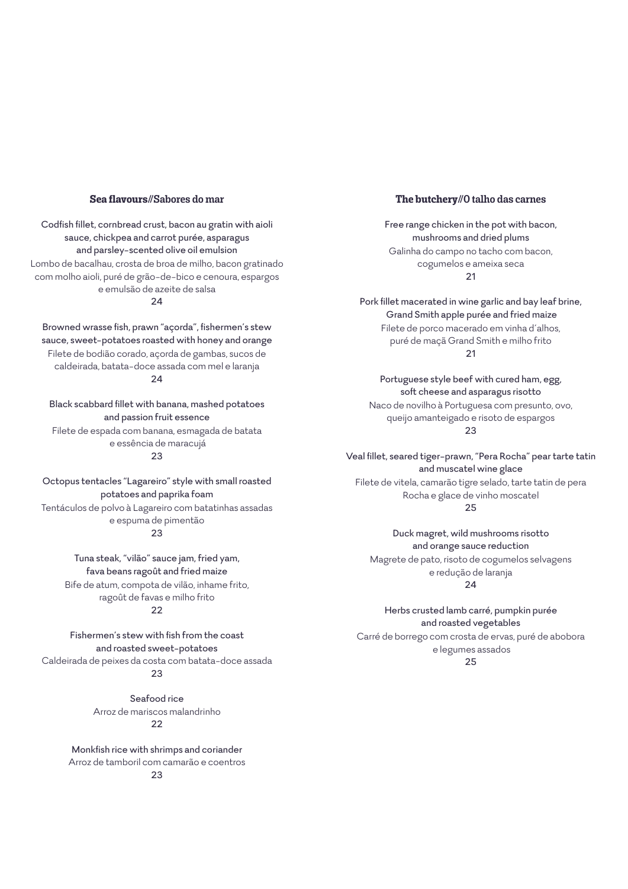## Sea flavours//Sabores do mar

Codfish fillet, cornbread crust, bacon au gratin with aioli sauce, chickpea and carrot purée, asparagus and parsley-scented olive oil emulsion
Lombo de bacalhau, crosta de broa de milho, bacon gratinado com molho aioli, puré de grão-de-bico e cenoura, espargos e emulsão de azeite de salsa
24

Browned wrasse fish, prawn "açorda", fishermen's stew sauce, sweet-potatoes roasted with honey and orange
Filete de bodião corado, açorda de gambas, sucos de caldeirada, batata-doce assada com mel e laranja
24

Black scabbard fillet with banana, mashed potatoes and passion fruit essence
Filete de espada com banana, esmagada de batata e essência de maracujá
23

Octopus tentacles "Lagareiro" style with small roasted potatoes and paprika foam
Tentáculos de polvo à Lagareiro com batatinhas assadas e espuma de pimentão
23

Tuna steak, "vilão" sauce jam, fried yam, fava beans ragoût and fried maize
Bife de atum, compota de vilão, inhame frito, ragoût de favas e milho frito
22

Fishermen's stew with fish from the coast and roasted sweet-potatoes
Caldeirada de peixes da costa com batata-doce assada
23

Seafood rice
Arroz de mariscos malandrinho
22

Monkfish rice with shrimps and coriander
Arroz de tamboril com camarão e coentros
23

## The butchery//O talho das carnes

Free range chicken in the pot with bacon, mushrooms and dried plums
Galinha do campo no tacho com bacon, cogumelos e ameixa seca
21

Pork fillet macerated in wine garlic and bay leaf brine, Grand Smith apple purée and fried maize
Filete de porco macerado em vinha d'alhos, puré de maçã Grand Smith e milho frito
21

Portuguese style beef with cured ham, egg, soft cheese and asparagus risotto
Naco de novilho à Portuguesa com presunto, ovo, queijo amanteigado e risoto de espargos
23

Veal fillet, seared tiger-prawn, "Pera Rocha" pear tarte tatin and muscatel wine glace
Filete de vitela, camarão tigre selado, tarte tatin de pera Rocha e glace de vinho moscatel
25

Duck magret, wild mushrooms risotto and orange sauce reduction
Magrete de pato, risoto de cogumelos selvagens e redução de laranja
24

Herbs crusted lamb carré, pumpkin purée and roasted vegetables
Carré de borrego com crosta de ervas, puré de abobora e legumes assados
25